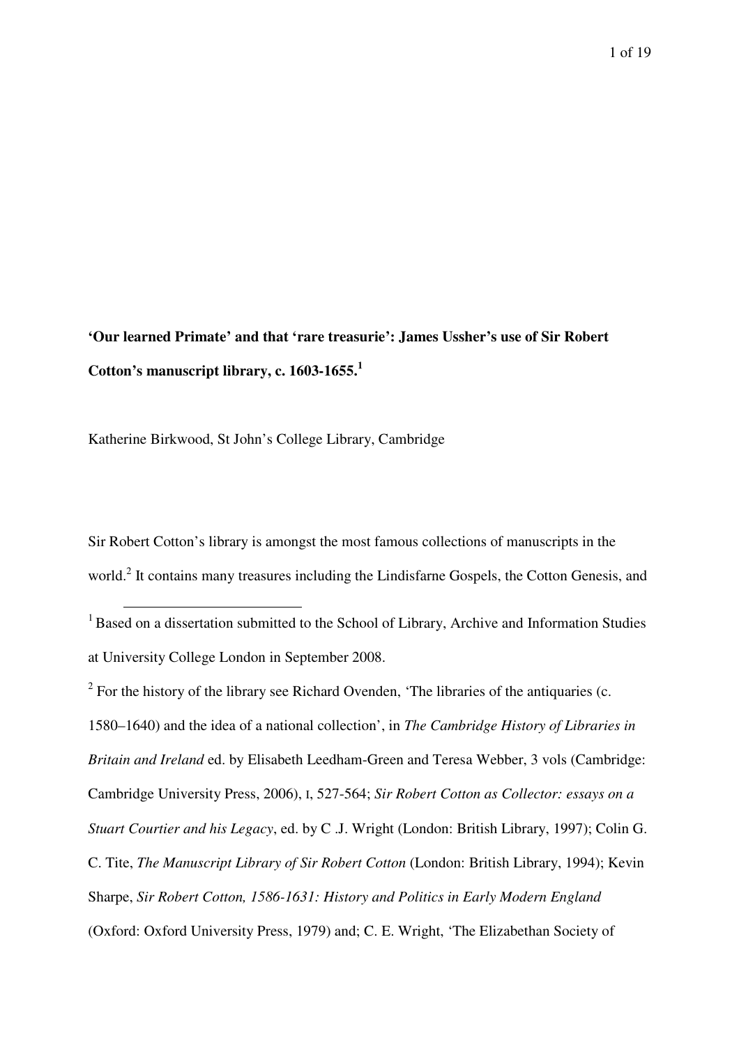# 'Our learned Primate' and that 'rare treasurie': James Ussher's use of Sir Robert Cotton's manuscript library, c. 1603-1655.[1]

Katherine Birkwood, St John's College Library, Cambridge

Sir Robert Cotton's library is amongst the most famous collections of manuscripts in the world.[2] It contains many treasures including the Lindisfarne Gospels, the Cotton Genesis, and

---

[1] Based on a dissertation submitted to the School of Library, Archive and Information Studies at University College London in September 2008.

[2] For the history of the library see Richard Ovenden, 'The libraries of the antiquaries (c. 1580–1640) and the idea of a national collection', in *The Cambridge History of Libraries in Britain and Ireland* ed. by Elisabeth Leedham-Green and Teresa Webber, 3 vols (Cambridge: Cambridge University Press, 2006), I, 527-564; *Sir Robert Cotton as Collector: essays on a Stuart Courtier and his Legacy*, ed. by C .J. Wright (London: British Library, 1997); Colin G. C. Tite, *The Manuscript Library of Sir Robert Cotton* (London: British Library, 1994); Kevin Sharpe, *Sir Robert Cotton, 1586-1631: History and Politics in Early Modern England* (Oxford: Oxford University Press, 1979) and; C. E. Wright, 'The Elizabethan Society of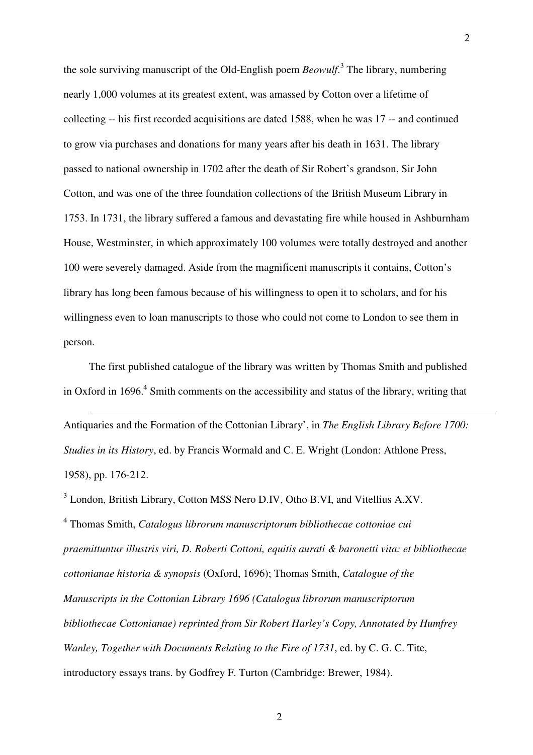the sole surviving manuscript of the Old-English poem *Beowulf*.[3] The library, numbering nearly 1,000 volumes at its greatest extent, was amassed by Cotton over a lifetime of collecting -- his first recorded acquisitions are dated 1588, when he was 17 -- and continued to grow via purchases and donations for many years after his death in 1631. The library passed to national ownership in 1702 after the death of Sir Robert's grandson, Sir John Cotton, and was one of the three foundation collections of the British Museum Library in 1753. In 1731, the library suffered a famous and devastating fire while housed in Ashburnham House, Westminster, in which approximately 100 volumes were totally destroyed and another 100 were severely damaged. Aside from the magnificent manuscripts it contains, Cotton's library has long been famous because of his willingness to open it to scholars, and for his willingness even to loan manuscripts to those who could not come to London to see them in person.

The first published catalogue of the library was written by Thomas Smith and published in Oxford in 1696.[4] Smith comments on the accessibility and status of the library, writing that

---

Antiquaries and the Formation of the Cottonian Library', in *The English Library Before 1700: Studies in its History*, ed. by Francis Wormald and C. E. Wright (London: Athlone Press, 1958), pp. 176-212.

[3] London, British Library, Cotton MSS Nero D.IV, Otho B.VI, and Vitellius A.XV.

[4] Thomas Smith, *Catalogus librorum manuscriptorum bibliothecae cottoniae cui praemittuntur illustris viri, D. Roberti Cottoni, equitis aurati & baronetti vita: et bibliothecae cottonianae historia & synopsis* (Oxford, 1696); Thomas Smith, *Catalogue of the Manuscripts in the Cottonian Library 1696 (Catalogus librorum manuscriptorum bibliothecae Cottonianae) reprinted from Sir Robert Harley's Copy, Annotated by Humfrey Wanley, Together with Documents Relating to the Fire of 1731*, ed. by C. G. C. Tite, introductory essays trans. by Godfrey F. Turton (Cambridge: Brewer, 1984).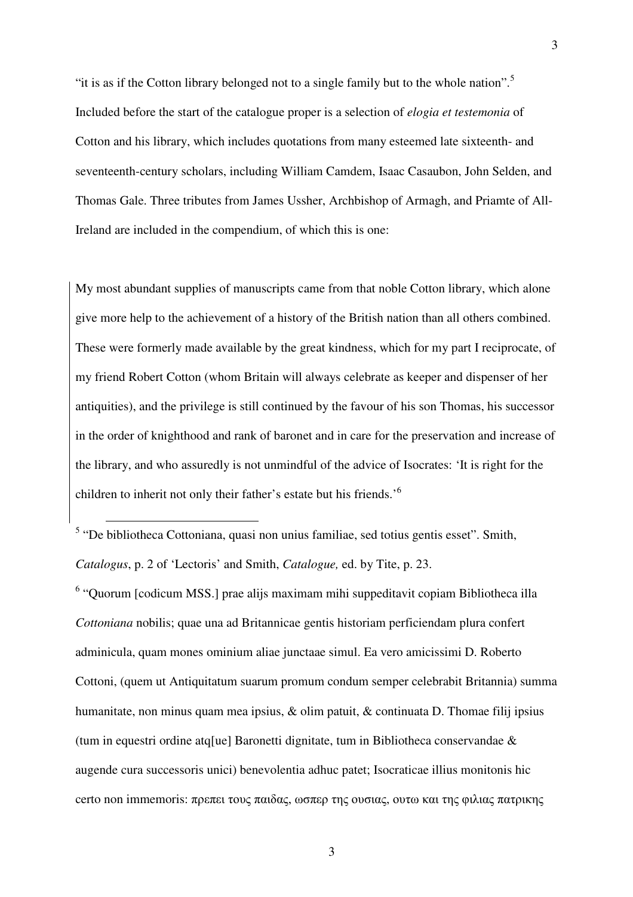"it is as if the Cotton library belonged not to a single family but to the whole nation".[5] Included before the start of the catalogue proper is a selection of *elogia et testemonia* of Cotton and his library, which includes quotations from many esteemed late sixteenth- and seventeenth-century scholars, including William Camdem, Isaac Casaubon, John Selden, and Thomas Gale. Three tributes from James Ussher, Archbishop of Armagh, and Priamte of All-Ireland are included in the compendium, of which this is one:

> My most abundant supplies of manuscripts came from that noble Cotton library, which alone give more help to the achievement of a history of the British nation than all others combined. These were formerly made available by the great kindness, which for my part I reciprocate, of my friend Robert Cotton (whom Britain will always celebrate as keeper and dispenser of her antiquities), and the privilege is still continued by the favour of his son Thomas, his successor in the order of knighthood and rank of baronet and in care for the preservation and increase of the library, and who assuredly is not unmindful of the advice of Isocrates: 'It is right for the children to inherit not only their father's estate but his friends.'[6]

---

[5] "De bibliotheca Cottoniana, quasi non unius familiae, sed totius gentis esset". Smith, *Catalogus*, p. 2 of 'Lectoris' and Smith, *Catalogue,* ed. by Tite, p. 23.

[6] "Quorum [codicum MSS.] prae alijs maximam mihi suppeditavit copiam Bibliotheca illa *Cottoniana* nobilis; quae una ad Britannicae gentis historiam perficiendam plura confert adminicula, quam mones ominium aliae junctaae simul. Ea vero amicissimi D. Roberto Cottoni, (quem ut Antiquitatum suarum promum condum semper celebrabit Britannia) summa humanitate, non minus quam mea ipsius, & olim patuit, & continuata D. Thomae filij ipsius (tum in equestri ordine atq[ue] Baronetti dignitate, tum in Bibliotheca conservandae & augende cura successoris unici) benevolentia adhuc patet; Isocraticae illius monitonis hic certo non immemoris: πρεπει τους παιδας, ωσπερ της ουσιας, ουτω και της φιλιας πατρικης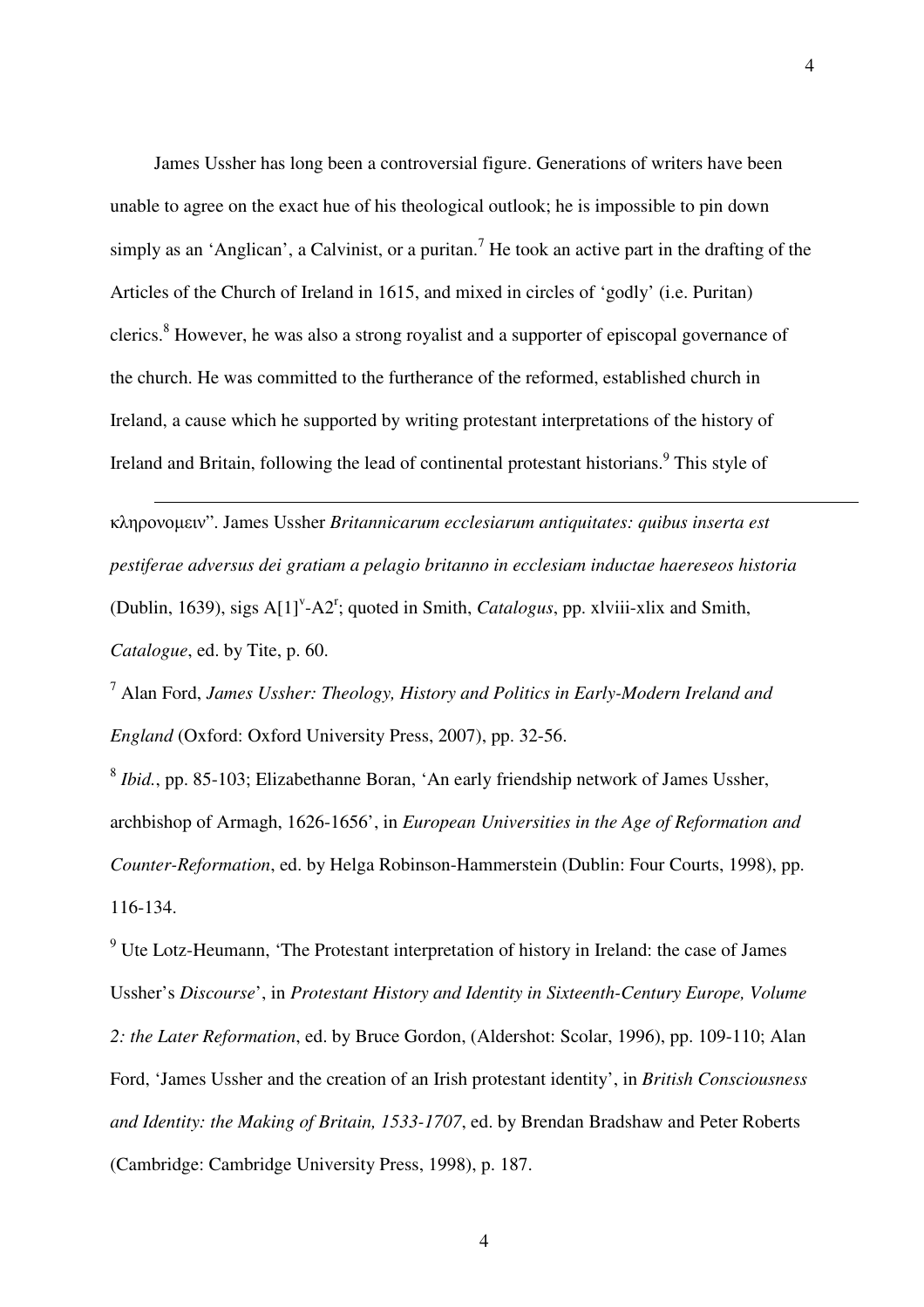James Ussher has long been a controversial figure. Generations of writers have been unable to agree on the exact hue of his theological outlook; he is impossible to pin down simply as an 'Anglican', a Calvinist, or a puritan.[7] He took an active part in the drafting of the Articles of the Church of Ireland in 1615, and mixed in circles of 'godly' (i.e. Puritan) clerics.[8] However, he was also a strong royalist and a supporter of episcopal governance of the church. He was committed to the furtherance of the reformed, established church in Ireland, a cause which he supported by writing protestant interpretations of the history of Ireland and Britain, following the lead of continental protestant historians.[9] This style of

---

κληρονομειν". James Ussher *Britannicarum ecclesiarum antiquitates: quibus inserta est pestiferae adversus dei gratiam a pelagio britanno in ecclesiam inductae haereseos historia* (Dublin, 1639), sigs A[1]$^{v}$-A2$^{r}$; quoted in Smith, *Catalogus*, pp. xlviii-xlix and Smith, *Catalogue*, ed. by Tite, p. 60.

[7] Alan Ford, *James Ussher: Theology, History and Politics in Early-Modern Ireland and England* (Oxford: Oxford University Press, 2007), pp. 32-56.

[8] *Ibid.*, pp. 85-103; Elizabethanne Boran, 'An early friendship network of James Ussher, archbishop of Armagh, 1626-1656', in *European Universities in the Age of Reformation and Counter-Reformation*, ed. by Helga Robinson-Hammerstein (Dublin: Four Courts, 1998), pp. 116-134.

[9] Ute Lotz-Heumann, 'The Protestant interpretation of history in Ireland: the case of James Ussher's *Discourse*', in *Protestant History and Identity in Sixteenth-Century Europe, Volume 2: the Later Reformation*, ed. by Bruce Gordon, (Aldershot: Scolar, 1996), pp. 109-110; Alan Ford, 'James Ussher and the creation of an Irish protestant identity', in *British Consciousness and Identity: the Making of Britain, 1533-1707*, ed. by Brendan Bradshaw and Peter Roberts (Cambridge: Cambridge University Press, 1998), p. 187.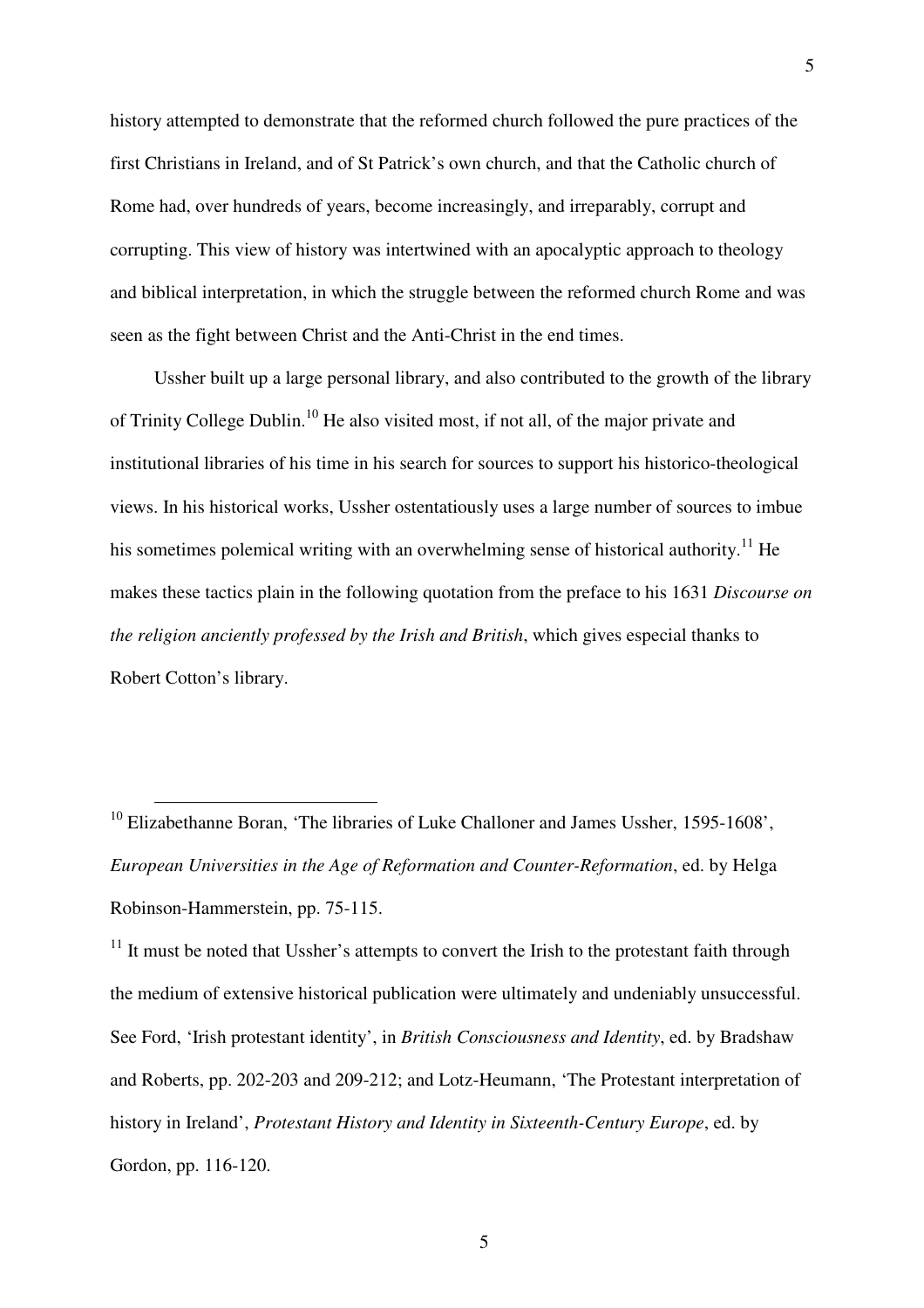history attempted to demonstrate that the reformed church followed the pure practices of the first Christians in Ireland, and of St Patrick's own church, and that the Catholic church of Rome had, over hundreds of years, become increasingly, and irreparably, corrupt and corrupting. This view of history was intertwined with an apocalyptic approach to theology and biblical interpretation, in which the struggle between the reformed church Rome and was seen as the fight between Christ and the Anti-Christ in the end times.

Ussher built up a large personal library, and also contributed to the growth of the library of Trinity College Dublin.[10] He also visited most, if not all, of the major private and institutional libraries of his time in his search for sources to support his historico-theological views. In his historical works, Ussher ostentatiously uses a large number of sources to imbue his sometimes polemical writing with an overwhelming sense of historical authority.[11] He makes these tactics plain in the following quotation from the preface to his 1631 *Discourse on the religion anciently professed by the Irish and British*, which gives especial thanks to Robert Cotton's library.

---

[10] Elizabethanne Boran, 'The libraries of Luke Challoner and James Ussher, 1595-1608', *European Universities in the Age of Reformation and Counter-Reformation*, ed. by Helga Robinson-Hammerstein, pp. 75-115.

[11] It must be noted that Ussher's attempts to convert the Irish to the protestant faith through the medium of extensive historical publication were ultimately and undeniably unsuccessful. See Ford, 'Irish protestant identity', in *British Consciousness and Identity*, ed. by Bradshaw and Roberts, pp. 202-203 and 209-212; and Lotz-Heumann, 'The Protestant interpretation of history in Ireland', *Protestant History and Identity in Sixteenth-Century Europe*, ed. by Gordon, pp. 116-120.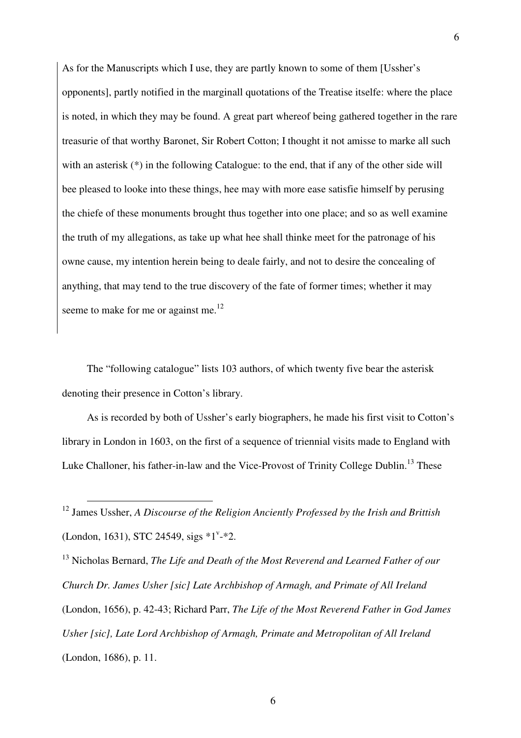> As for the Manuscripts which I use, they are partly known to some of them [Ussher's opponents], partly notified in the marginall quotations of the Treatise itselfe: where the place is noted, in which they may be found. A great part whereof being gathered together in the rare treasurie of that worthy Baronet, Sir Robert Cotton; I thought it not amisse to marke all such with an asterisk (*) in the following Catalogue: to the end, that if any of the other side will bee pleased to looke into these things, hee may with more ease satisfie himself by perusing the chiefe of these monuments brought thus together into one place; and so as well examine the truth of my allegations, as take up what hee shall thinke meet for the patronage of his owne cause, my intention herein being to deale fairly, and not to desire the concealing of anything, that may tend to the true discovery of the fate of former times; whether it may seeme to make for me or against me.[12]

The "following catalogue" lists 103 authors, of which twenty five bear the asterisk denoting their presence in Cotton's library.

As is recorded by both of Ussher's early biographers, he made his first visit to Cotton's library in London in 1603, on the first of a sequence of triennial visits made to England with Luke Challoner, his father-in-law and the Vice-Provost of Trinity College Dublin.[13] These

---

[12] James Ussher, *A Discourse of the Religion Anciently Professed by the Irish and Brittish* (London, 1631), STC 24549, sigs *1$^{v}$-*2.

[13] Nicholas Bernard, *The Life and Death of the Most Reverend and Learned Father of our Church Dr. James Usher [sic] Late Archbishop of Armagh, and Primate of All Ireland* (London, 1656), p. 42-43; Richard Parr, *The Life of the Most Reverend Father in God James Usher [sic], Late Lord Archbishop of Armagh, Primate and Metropolitan of All Ireland* (London, 1686), p. 11.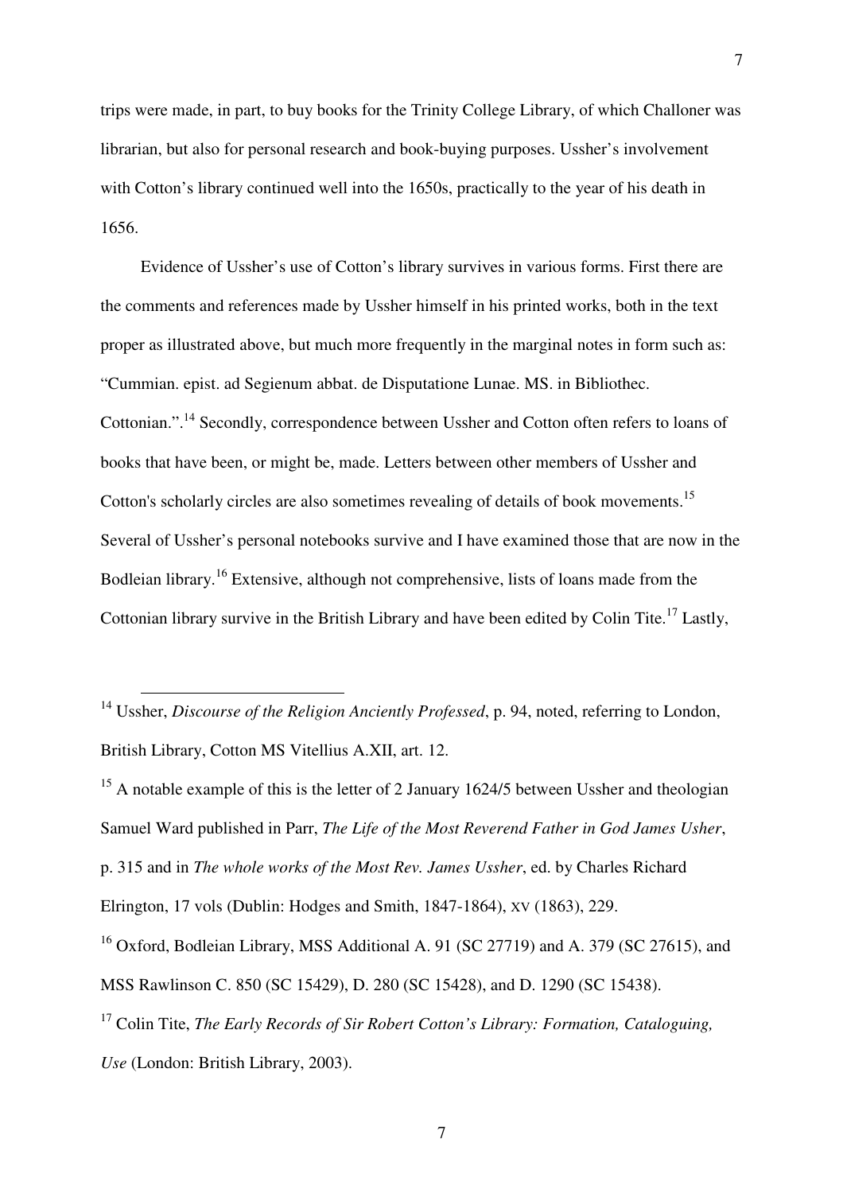trips were made, in part, to buy books for the Trinity College Library, of which Challoner was librarian, but also for personal research and book-buying purposes. Ussher's involvement with Cotton's library continued well into the 1650s, practically to the year of his death in 1656.

Evidence of Ussher's use of Cotton's library survives in various forms. First there are the comments and references made by Ussher himself in his printed works, both in the text proper as illustrated above, but much more frequently in the marginal notes in form such as: "Cummian. epist. ad Segienum abbat. de Disputatione Lunae. MS. in Bibliothec. Cottonian.".[14] Secondly, correspondence between Ussher and Cotton often refers to loans of books that have been, or might be, made. Letters between other members of Ussher and Cotton's scholarly circles are also sometimes revealing of details of book movements.[15] Several of Ussher's personal notebooks survive and I have examined those that are now in the Bodleian library.[16] Extensive, although not comprehensive, lists of loans made from the Cottonian library survive in the British Library and have been edited by Colin Tite.[17] Lastly,

---

[14] Ussher, *Discourse of the Religion Anciently Professed*, p. 94, noted, referring to London, British Library, Cotton MS Vitellius A.XII, art. 12.

[15] A notable example of this is the letter of 2 January 1624/5 between Ussher and theologian Samuel Ward published in Parr, *The Life of the Most Reverend Father in God James Usher*, p. 315 and in *The whole works of the Most Rev. James Ussher*, ed. by Charles Richard Elrington, 17 vols (Dublin: Hodges and Smith, 1847-1864), XV (1863), 229.

[16] Oxford, Bodleian Library, MSS Additional A. 91 (SC 27719) and A. 379 (SC 27615), and MSS Rawlinson C. 850 (SC 15429), D. 280 (SC 15428), and D. 1290 (SC 15438).

[17] Colin Tite, *The Early Records of Sir Robert Cotton's Library: Formation, Cataloguing, Use* (London: British Library, 2003).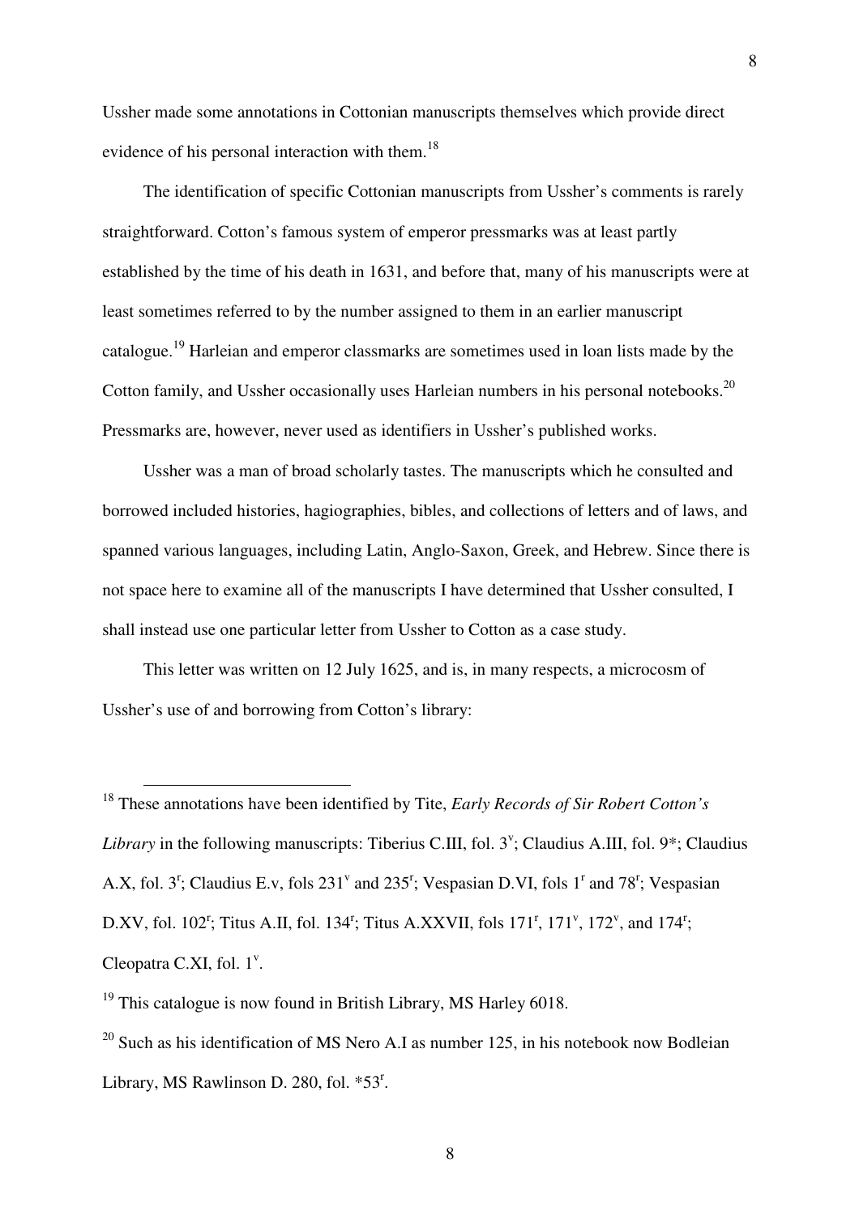Ussher made some annotations in Cottonian manuscripts themselves which provide direct evidence of his personal interaction with them.[18]

The identification of specific Cottonian manuscripts from Ussher's comments is rarely straightforward. Cotton's famous system of emperor pressmarks was at least partly established by the time of his death in 1631, and before that, many of his manuscripts were at least sometimes referred to by the number assigned to them in an earlier manuscript catalogue.[19] Harleian and emperor classmarks are sometimes used in loan lists made by the Cotton family, and Ussher occasionally uses Harleian numbers in his personal notebooks.[20] Pressmarks are, however, never used as identifiers in Ussher's published works.

Ussher was a man of broad scholarly tastes. The manuscripts which he consulted and borrowed included histories, hagiographies, bibles, and collections of letters and of laws, and spanned various languages, including Latin, Anglo-Saxon, Greek, and Hebrew. Since there is not space here to examine all of the manuscripts I have determined that Ussher consulted, I shall instead use one particular letter from Ussher to Cotton as a case study.

This letter was written on 12 July 1625, and is, in many respects, a microcosm of Ussher's use of and borrowing from Cotton's library:

---

[18] These annotations have been identified by Tite, *Early Records of Sir Robert Cotton's Library* in the following manuscripts: Tiberius C.III, fol. 3$^{v}$; Claudius A.III, fol. 9*; Claudius A.X, fol. 3$^{r}$; Claudius E.v, fols 231$^{v}$ and 235$^{r}$; Vespasian D.VI, fols 1$^{r}$ and 78$^{r}$; Vespasian D.XV, fol. 102$^{r}$; Titus A.II, fol. 134$^{r}$; Titus A.XXVII, fols 171$^{r}$, 171$^{v}$, 172$^{v}$, and 174$^{r}$; Cleopatra C.XI, fol. 1$^{v}$.

[19] This catalogue is now found in British Library, MS Harley 6018.

[20] Such as his identification of MS Nero A.I as number 125, in his notebook now Bodleian Library, MS Rawlinson D. 280, fol. *53$^{r}$.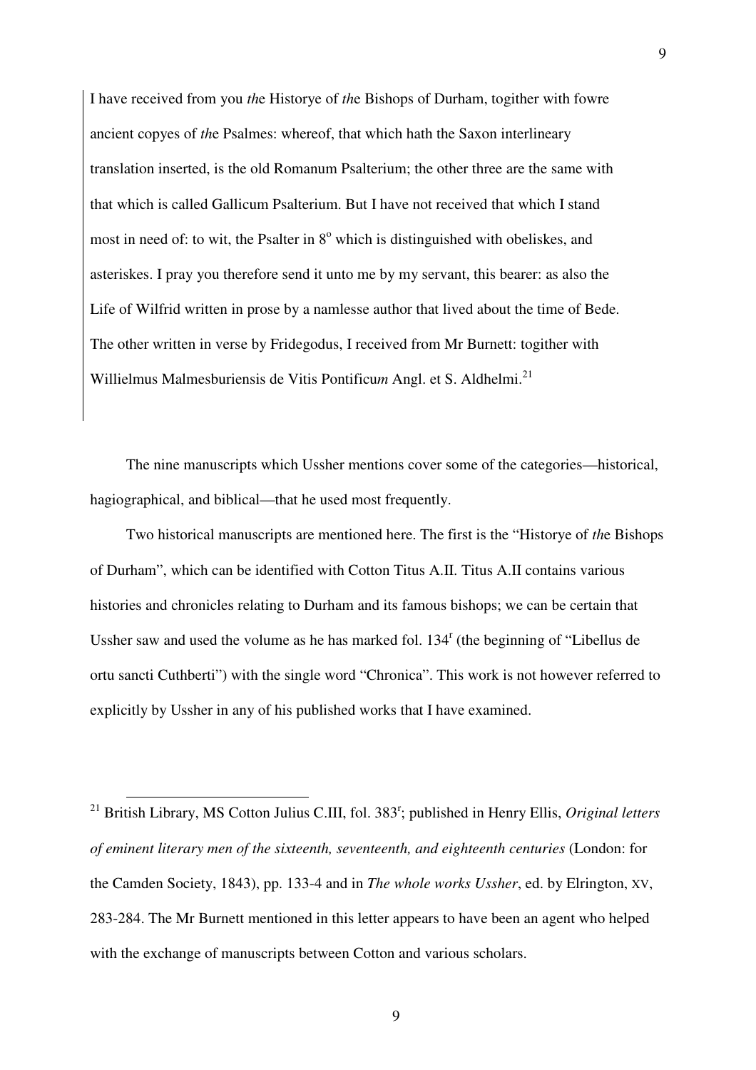I have received from you *th*e Historye of *th*e Bishops of Durham, togither with fowre ancient copyes of *th*e Psalmes: whereof, that which hath the Saxon interlineary translation inserted, is the old Romanum Psalterium; the other three are the same with that which is called Gallicum Psalterium. But I have not received that which I stand most in need of: to wit, the Psalter in 8° which is distinguished with obeliskes, and asteriskes. I pray you therefore send it unto me by my servant, this bearer: as also the Life of Wilfrid written in prose by a namlesse author that lived about the time of Bede. The other written in verse by Fridegodus, I received from Mr Burnett: togither with Willielmus Malmesburiensis de Vitis Pontificu*m* Angl. et S. Aldhelmi.[21]

The nine manuscripts which Ussher mentions cover some of the categories—historical, hagiographical, and biblical—that he used most frequently.

Two historical manuscripts are mentioned here. The first is the "Historye of *th*e Bishops of Durham", which can be identified with Cotton Titus A.II. Titus A.II contains various histories and chronicles relating to Durham and its famous bishops; we can be certain that Ussher saw and used the volume as he has marked fol. 134r (the beginning of "Libellus de ortu sancti Cuthberti") with the single word "Chronica". This work is not however referred to explicitly by Ussher in any of his published works that I have examined.

[21] British Library, MS Cotton Julius C.III, fol. 383r; published in Henry Ellis, *Original letters of eminent literary men of the sixteenth, seventeenth, and eighteenth centuries* (London: for the Camden Society, 1843), pp. 133-4 and in *The whole works Ussher*, ed. by Elrington, XV, 283-284. The Mr Burnett mentioned in this letter appears to have been an agent who helped with the exchange of manuscripts between Cotton and various scholars.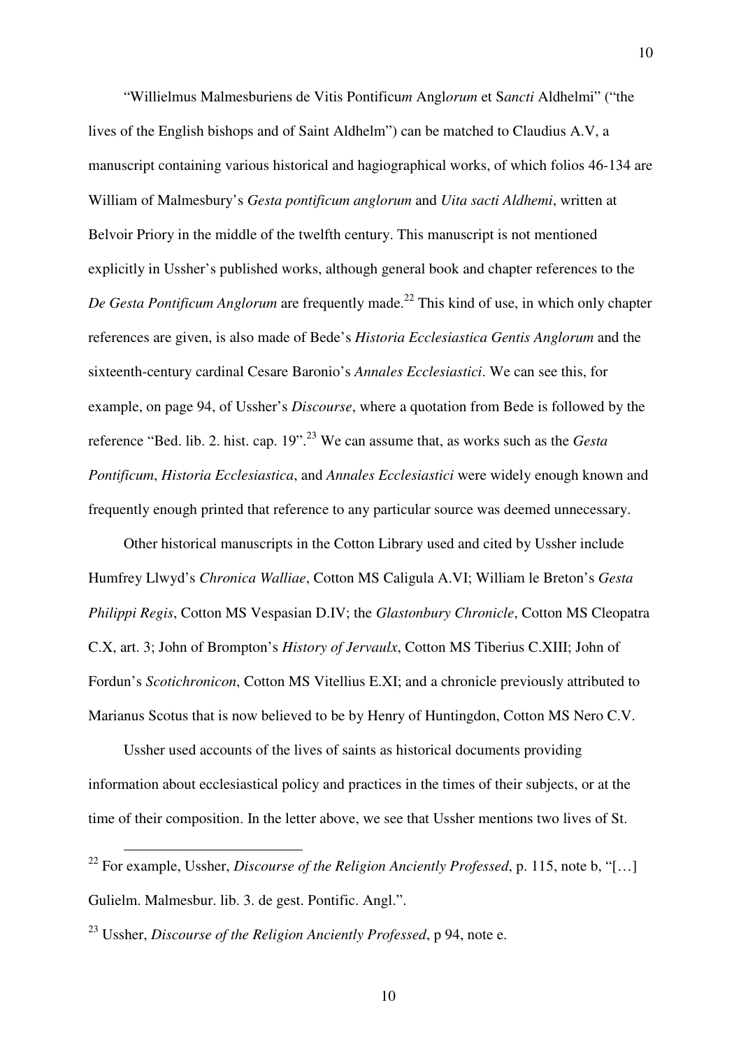"Willielmus Malmesburiens de Vitis Pontificu*m* Angl*orum* et S*ancti* Aldhelmi" ("the lives of the English bishops and of Saint Aldhelm") can be matched to Claudius A.V, a manuscript containing various historical and hagiographical works, of which folios 46-134 are William of Malmesbury's *Gesta pontificum anglorum* and *Uita sacti Aldhemi*, written at Belvoir Priory in the middle of the twelfth century. This manuscript is not mentioned explicitly in Ussher's published works, although general book and chapter references to the *De Gesta Pontificum Anglorum* are frequently made.[22] This kind of use, in which only chapter references are given, is also made of Bede's *Historia Ecclesiastica Gentis Anglorum* and the sixteenth-century cardinal Cesare Baronio's *Annales Ecclesiastici*. We can see this, for example, on page 94, of Ussher's *Discourse*, where a quotation from Bede is followed by the reference "Bed. lib. 2. hist. cap. 19".[23] We can assume that, as works such as the *Gesta Pontificum*, *Historia Ecclesiastica*, and *Annales Ecclesiastici* were widely enough known and frequently enough printed that reference to any particular source was deemed unnecessary.

Other historical manuscripts in the Cotton Library used and cited by Ussher include Humfrey Llwyd's *Chronica Walliae*, Cotton MS Caligula A.VI; William le Breton's *Gesta Philippi Regis*, Cotton MS Vespasian D.IV; the *Glastonbury Chronicle*, Cotton MS Cleopatra C.X, art. 3; John of Brompton's *History of Jervaulx*, Cotton MS Tiberius C.XIII; John of Fordun's *Scotichronicon*, Cotton MS Vitellius E.XI; and a chronicle previously attributed to Marianus Scotus that is now believed to be by Henry of Huntingdon, Cotton MS Nero C.V.

Ussher used accounts of the lives of saints as historical documents providing information about ecclesiastical policy and practices in the times of their subjects, or at the time of their composition. In the letter above, we see that Ussher mentions two lives of St.

---

[22] For example, Ussher, *Discourse of the Religion Anciently Professed*, p. 115, note b, "[…] Gulielm. Malmesbur. lib. 3. de gest. Pontific. Angl.".

[23] Ussher, *Discourse of the Religion Anciently Professed*, p 94, note e.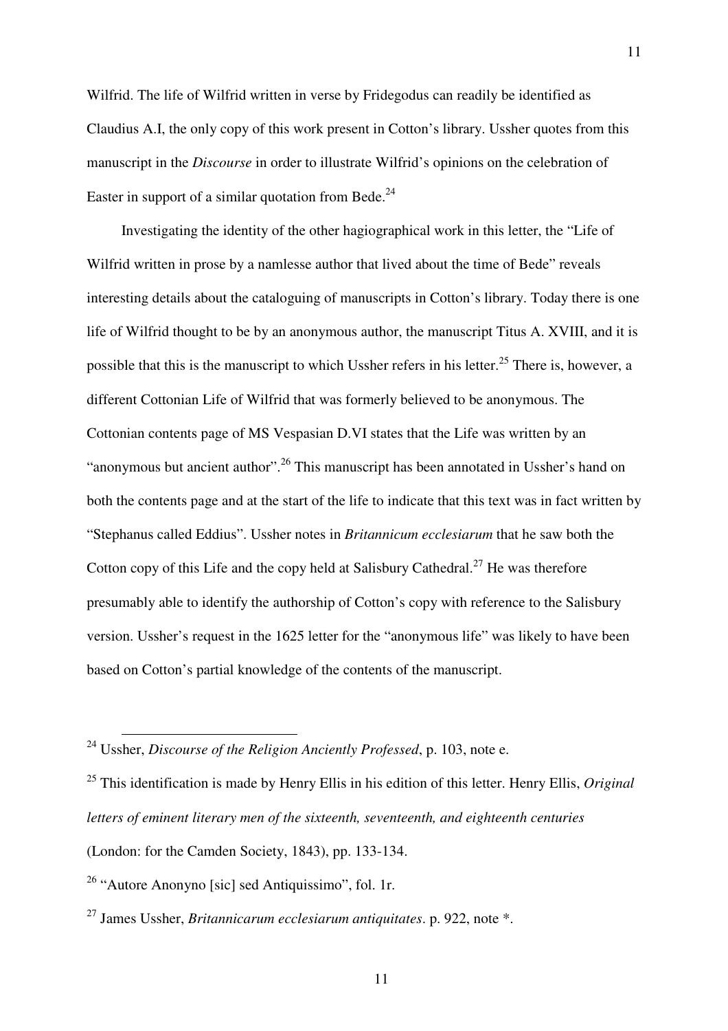Wilfrid. The life of Wilfrid written in verse by Fridegodus can readily be identified as Claudius A.I, the only copy of this work present in Cotton's library. Ussher quotes from this manuscript in the *Discourse* in order to illustrate Wilfrid's opinions on the celebration of Easter in support of a similar quotation from Bede.[24]

Investigating the identity of the other hagiographical work in this letter, the "Life of Wilfrid written in prose by a namlesse author that lived about the time of Bede" reveals interesting details about the cataloguing of manuscripts in Cotton's library. Today there is one life of Wilfrid thought to be by an anonymous author, the manuscript Titus A. XVIII, and it is possible that this is the manuscript to which Ussher refers in his letter.[25] There is, however, a different Cottonian Life of Wilfrid that was formerly believed to be anonymous. The Cottonian contents page of MS Vespasian D.VI states that the Life was written by an "anonymous but ancient author".[26] This manuscript has been annotated in Ussher's hand on both the contents page and at the start of the life to indicate that this text was in fact written by "Stephanus called Eddius". Ussher notes in *Britannicum ecclesiarum* that he saw both the Cotton copy of this Life and the copy held at Salisbury Cathedral.[27] He was therefore presumably able to identify the authorship of Cotton's copy with reference to the Salisbury version. Ussher's request in the 1625 letter for the "anonymous life" was likely to have been based on Cotton's partial knowledge of the contents of the manuscript.

---

[24] Ussher, *Discourse of the Religion Anciently Professed*, p. 103, note e.

[25] This identification is made by Henry Ellis in his edition of this letter. Henry Ellis, *Original letters of eminent literary men of the sixteenth, seventeenth, and eighteenth centuries* (London: for the Camden Society, 1843), pp. 133-134.

[26] "Autore Anonyno [sic] sed Antiquissimo", fol. 1r.

[27] James Ussher, *Britannicarum ecclesiarum antiquitates*. p. 922, note *.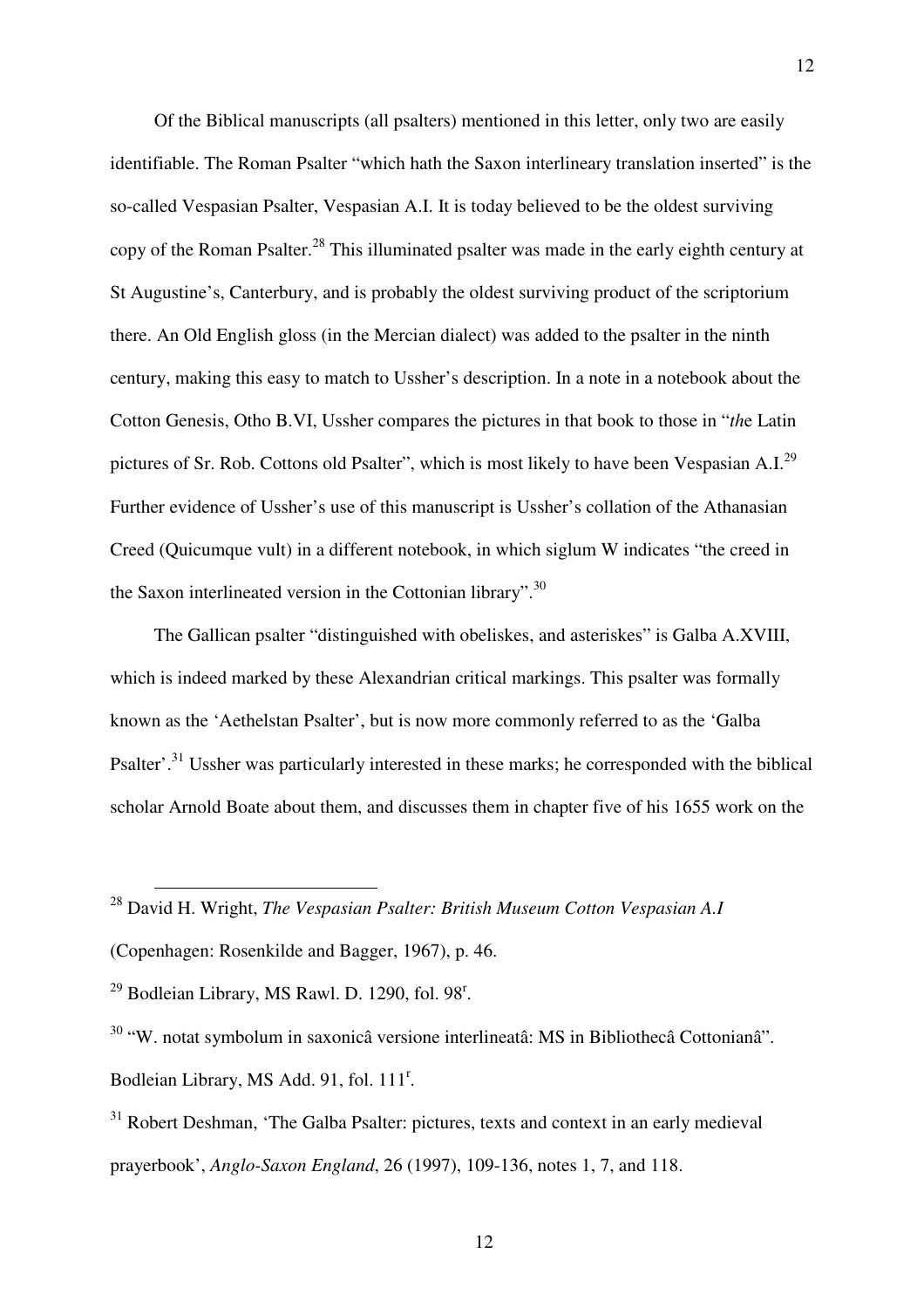Of the Biblical manuscripts (all psalters) mentioned in this letter, only two are easily identifiable. The Roman Psalter "which hath the Saxon interlineary translation inserted" is the so-called Vespasian Psalter, Vespasian A.I. It is today believed to be the oldest surviving copy of the Roman Psalter.[28] This illuminated psalter was made in the early eighth century at St Augustine's, Canterbury, and is probably the oldest surviving product of the scriptorium there. An Old English gloss (in the Mercian dialect) was added to the psalter in the ninth century, making this easy to match to Ussher's description. In a note in a notebook about the Cotton Genesis, Otho B.VI, Ussher compares the pictures in that book to those in "*th*e Latin pictures of Sr. Rob. Cottons old Psalter", which is most likely to have been Vespasian A.I.[29] Further evidence of Ussher's use of this manuscript is Ussher's collation of the Athanasian Creed (Quicumque vult) in a different notebook, in which siglum W indicates "the creed in the Saxon interlineated version in the Cottonian library".[30]

The Gallican psalter "distinguished with obeliskes, and asteriskes" is Galba A.XVIII, which is indeed marked by these Alexandrian critical markings. This psalter was formally known as the 'Aethelstan Psalter', but is now more commonly referred to as the 'Galba Psalter'.[31] Ussher was particularly interested in these marks; he corresponded with the biblical scholar Arnold Boate about them, and discusses them in chapter five of his 1655 work on the

---

[28] David H. Wright, *The Vespasian Psalter: British Museum Cotton Vespasian A.I* (Copenhagen: Rosenkilde and Bagger, 1967), p. 46.

[29] Bodleian Library, MS Rawl. D. 1290, fol. 98$^{r}$.

[30] "W. notat symbolum in saxonicâ versione interlineatâ: MS in Bibliothecâ Cottonianâ". Bodleian Library, MS Add. 91, fol. 111$^{r}$.

[31] Robert Deshman, 'The Galba Psalter: pictures, texts and context in an early medieval prayerbook', *Anglo-Saxon England*, 26 (1997), 109-136, notes 1, 7, and 118.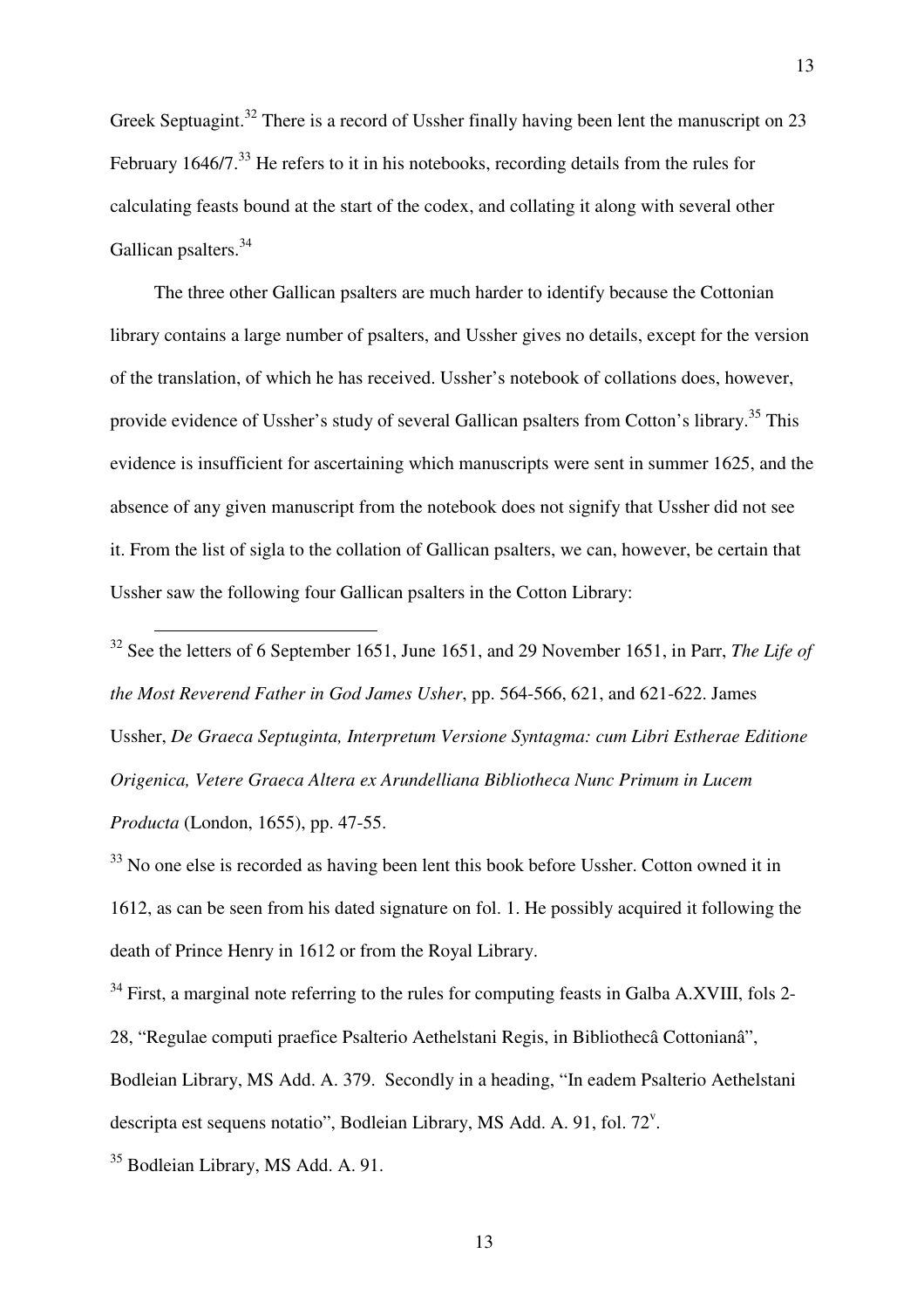Greek Septuagint.[32] There is a record of Ussher finally having been lent the manuscript on 23 February 1646/7.[33] He refers to it in his notebooks, recording details from the rules for calculating feasts bound at the start of the codex, and collating it along with several other Gallican psalters.[34]

The three other Gallican psalters are much harder to identify because the Cottonian library contains a large number of psalters, and Ussher gives no details, except for the version of the translation, of which he has received. Ussher's notebook of collations does, however, provide evidence of Ussher's study of several Gallican psalters from Cotton's library.[35] This evidence is insufficient for ascertaining which manuscripts were sent in summer 1625, and the absence of any given manuscript from the notebook does not signify that Ussher did not see it. From the list of sigla to the collation of Gallican psalters, we can, however, be certain that Ussher saw the following four Gallican psalters in the Cotton Library:

---

[32] See the letters of 6 September 1651, June 1651, and 29 November 1651, in Parr, *The Life of the Most Reverend Father in God James Usher*, pp. 564-566, 621, and 621-622. James Ussher, *De Graeca Septuginta, Interpretum Versione Syntagma: cum Libri Estherae Editione Origenica, Vetere Graeca Altera ex Arundelliana Bibliotheca Nunc Primum in Lucem Producta* (London, 1655), pp. 47-55.

[33] No one else is recorded as having been lent this book before Ussher. Cotton owned it in 1612, as can be seen from his dated signature on fol. 1. He possibly acquired it following the death of Prince Henry in 1612 or from the Royal Library.

[34] First, a marginal note referring to the rules for computing feasts in Galba A.XVIII, fols 2-28, "Regulae computi praefice Psalterio Aethelstani Regis, in Bibliothecâ Cottonianâ", Bodleian Library, MS Add. A. 379. Secondly in a heading, "In eadem Psalterio Aethelstani descripta est sequens notatio", Bodleian Library, MS Add. A. 91, fol. 72v.

[35] Bodleian Library, MS Add. A. 91.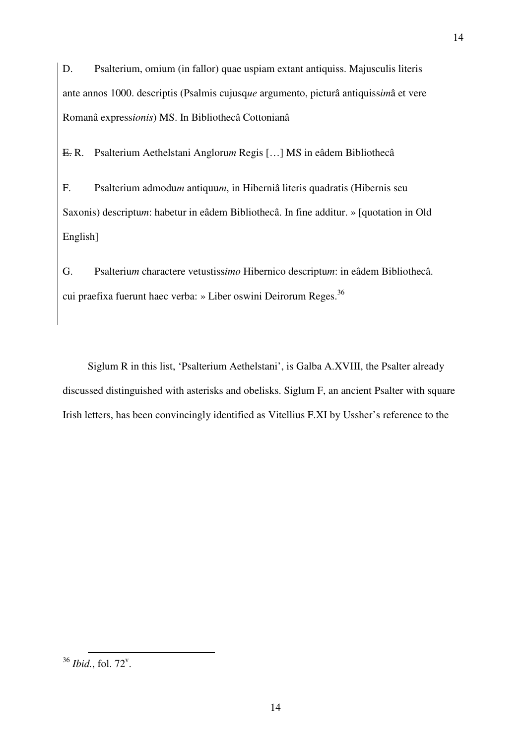D. Psalterium, omium (in fallor) quae uspiam extant antiquiss. Majusculis literis ante annos 1000. descriptis (Psalmis cujusq*ue* argumento, picturâ antiquiss*im*â et vere Romanâ express*ionis*) MS. In Bibliothecâ Cottonianâ

~~E.~~ R. Psalterium Aethelstani Angloru*m* Regis […] MS in eâdem Bibliothecâ

F. Psalterium admodu*m* antiquu*m*, in Hiberniâ literis quadratis (Hibernis seu Saxonis) descriptu*m*: habetur in eâdem Bibliothecâ. In fine additur. » [quotation in Old English]

G. Psalteriu*m* charactere vetustiss*imo* Hibernico descriptu*m*: in eâdem Bibliothecâ. cui praefixa fuerunt haec verba: » Liber oswini Deirorum Reges.[36]

Siglum R in this list, 'Psalterium Aethelstani', is Galba A.XVIII, the Psalter already discussed distinguished with asterisks and obelisks. Siglum F, an ancient Psalter with square Irish letters, has been convincingly identified as Vitellius F.XI by Ussher's reference to the

---

[36] *Ibid.*, fol. 72v.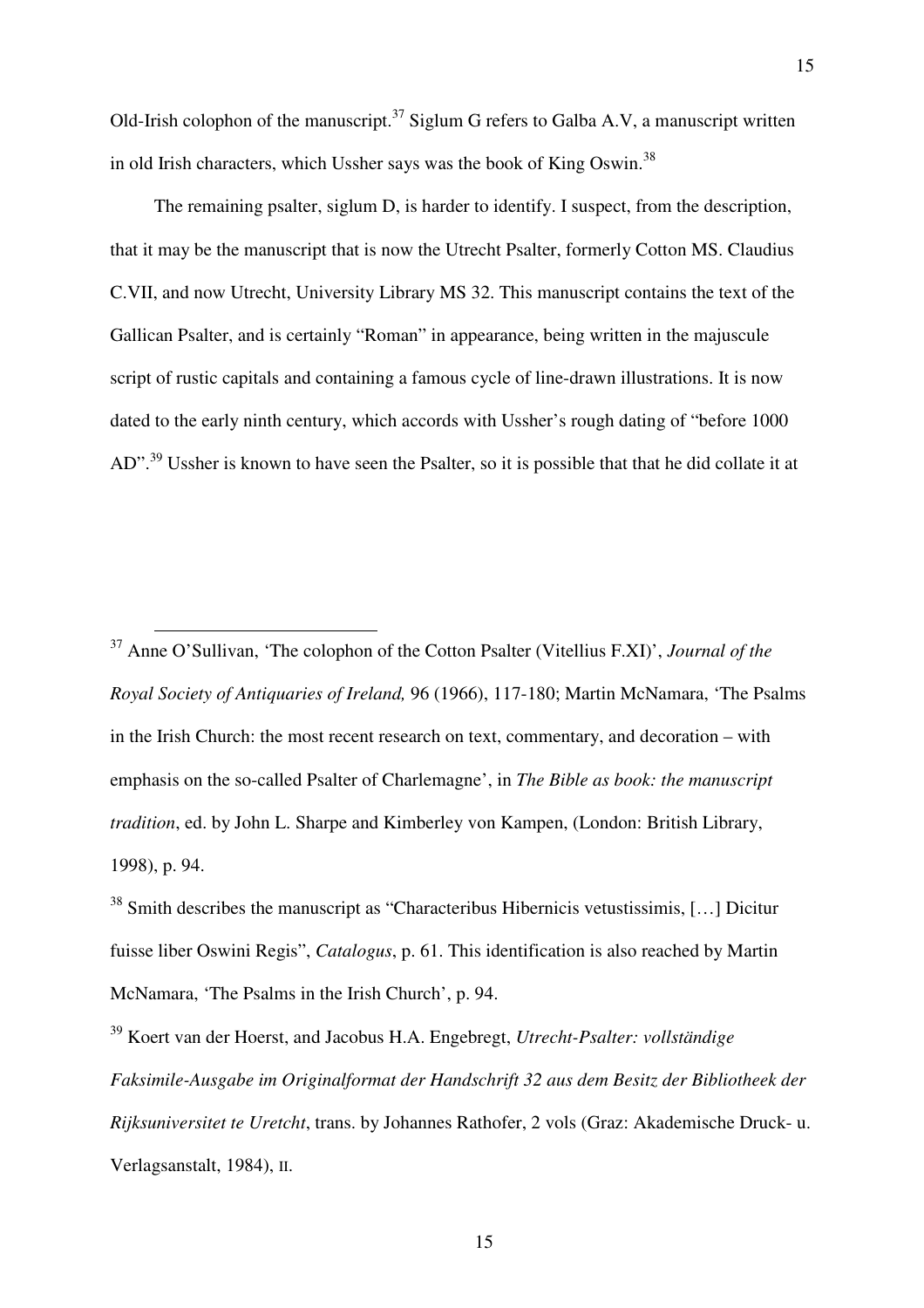Old-Irish colophon of the manuscript.[37] Siglum G refers to Galba A.V, a manuscript written in old Irish characters, which Ussher says was the book of King Oswin.[38]

The remaining psalter, siglum D, is harder to identify. I suspect, from the description, that it may be the manuscript that is now the Utrecht Psalter, formerly Cotton MS. Claudius C.VII, and now Utrecht, University Library MS 32. This manuscript contains the text of the Gallican Psalter, and is certainly "Roman" in appearance, being written in the majuscule script of rustic capitals and containing a famous cycle of line-drawn illustrations. It is now dated to the early ninth century, which accords with Ussher's rough dating of "before 1000 AD".[39] Ussher is known to have seen the Psalter, so it is possible that that he did collate it at

---

[37] Anne O'Sullivan, 'The colophon of the Cotton Psalter (Vitellius F.XI)', *Journal of the Royal Society of Antiquaries of Ireland,* 96 (1966), 117-180; Martin McNamara, 'The Psalms in the Irish Church: the most recent research on text, commentary, and decoration – with emphasis on the so-called Psalter of Charlemagne', in *The Bible as book: the manuscript tradition*, ed. by John L. Sharpe and Kimberley von Kampen, (London: British Library, 1998), p. 94.

[38] Smith describes the manuscript as "Characteribus Hibernicis vetustissimis, […] Dicitur fuisse liber Oswini Regis", *Catalogus*, p. 61. This identification is also reached by Martin McNamara, 'The Psalms in the Irish Church', p. 94.

[39] Koert van der Hoerst, and Jacobus H.A. Engebregt, *Utrecht-Psalter: vollständige Faksimile-Ausgabe im Originalformat der Handschrift 32 aus dem Besitz der Bibliotheek der Rijksuniversitet te Uretcht*, trans. by Johannes Rathofer, 2 vols (Graz: Akademische Druck- u. Verlagsanstalt, 1984), II.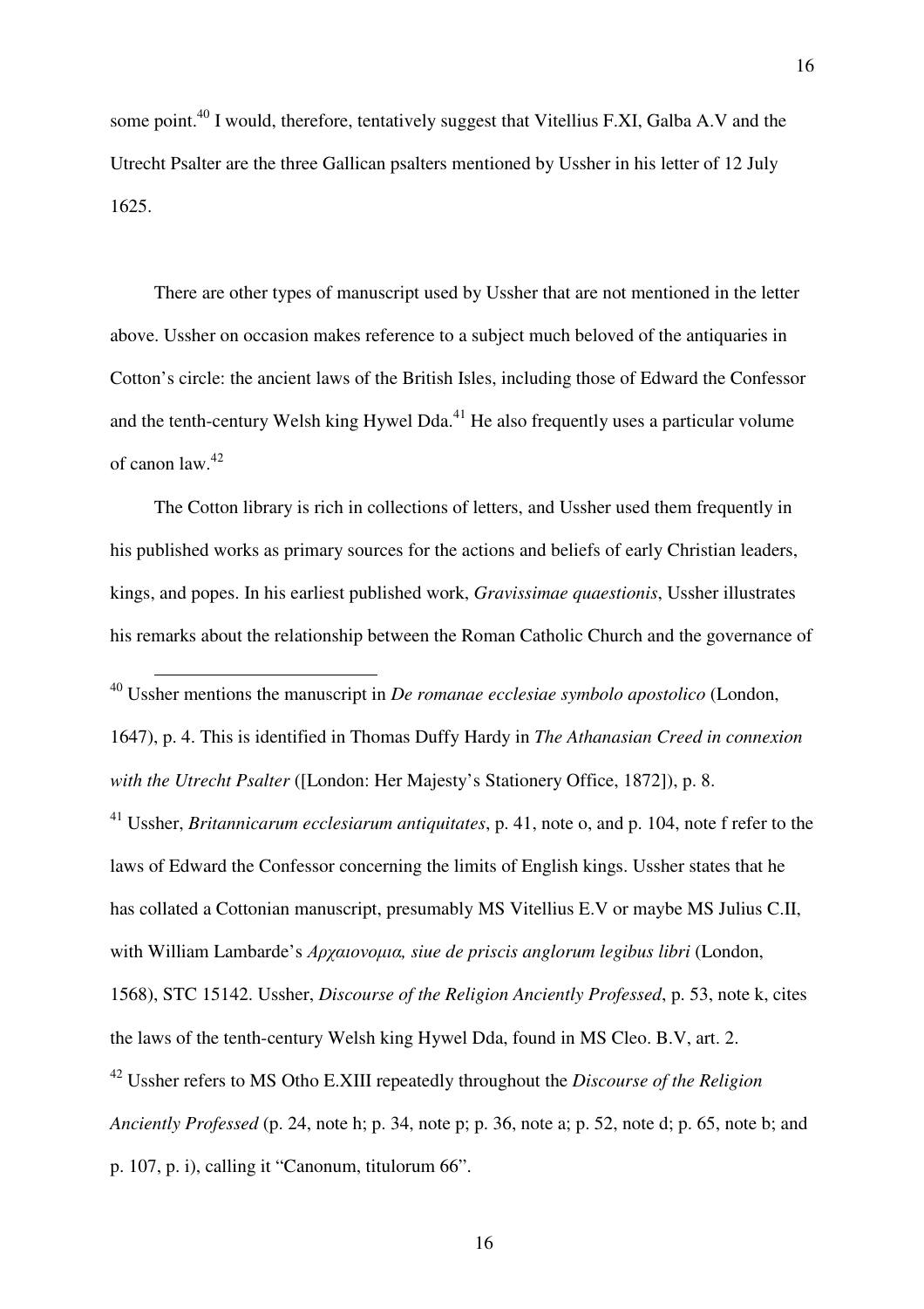some point.[40] I would, therefore, tentatively suggest that Vitellius F.XI, Galba A.V and the Utrecht Psalter are the three Gallican psalters mentioned by Ussher in his letter of 12 July 1625.

There are other types of manuscript used by Ussher that are not mentioned in the letter above. Ussher on occasion makes reference to a subject much beloved of the antiquaries in Cotton's circle: the ancient laws of the British Isles, including those of Edward the Confessor and the tenth-century Welsh king Hywel Dda.[41] He also frequently uses a particular volume of canon law.[42]

The Cotton library is rich in collections of letters, and Ussher used them frequently in his published works as primary sources for the actions and beliefs of early Christian leaders, kings, and popes. In his earliest published work, *Gravissimae quaestionis*, Ussher illustrates his remarks about the relationship between the Roman Catholic Church and the governance of

---

[40] Ussher mentions the manuscript in *De romanae ecclesiae symbolo apostolico* (London, 1647), p. 4. This is identified in Thomas Duffy Hardy in *The Athanasian Creed in connexion with the Utrecht Psalter* ([London: Her Majesty's Stationery Office, 1872]), p. 8.

[41] Ussher, *Britannicarum ecclesiarum antiquitates*, p. 41, note o, and p. 104, note f refer to the laws of Edward the Confessor concerning the limits of English kings. Ussher states that he has collated a Cottonian manuscript, presumably MS Vitellius E.V or maybe MS Julius C.II, with William Lambarde's *Αρχαιονομια, siue de priscis anglorum legibus libri* (London, 1568), STC 15142. Ussher, *Discourse of the Religion Anciently Professed*, p. 53, note k, cites the laws of the tenth-century Welsh king Hywel Dda, found in MS Cleo. B.V, art. 2.

[42] Ussher refers to MS Otho E.XIII repeatedly throughout the *Discourse of the Religion Anciently Professed* (p. 24, note h; p. 34, note p; p. 36, note a; p. 52, note d; p. 65, note b; and p. 107, p. i), calling it "Canonum, titulorum 66".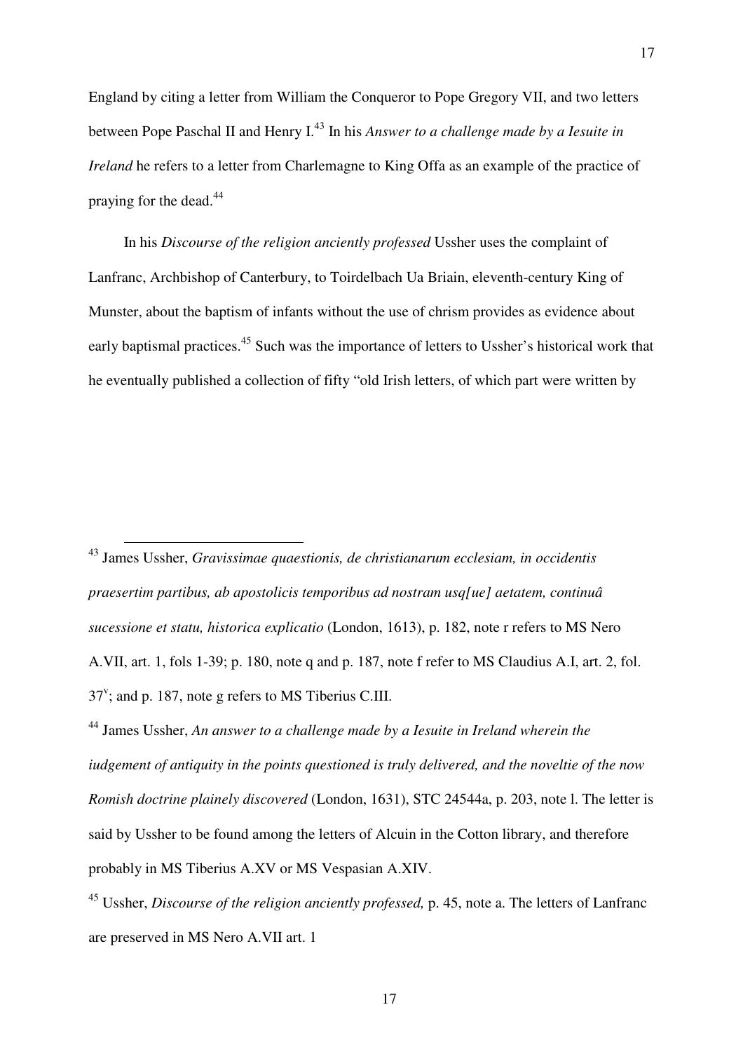England by citing a letter from William the Conqueror to Pope Gregory VII, and two letters between Pope Paschal II and Henry I.[43] In his *Answer to a challenge made by a Iesuite in Ireland* he refers to a letter from Charlemagne to King Offa as an example of the practice of praying for the dead.[44]

In his *Discourse of the religion anciently professed* Ussher uses the complaint of Lanfranc, Archbishop of Canterbury, to Toirdelbach Ua Briain, eleventh-century King of Munster, about the baptism of infants without the use of chrism provides as evidence about early baptismal practices.[45] Such was the importance of letters to Ussher's historical work that he eventually published a collection of fifty "old Irish letters, of which part were written by

---

[43] James Ussher, *Gravissimae quaestionis, de christianarum ecclesiam, in occidentis praesertim partibus, ab apostolicis temporibus ad nostram usq[ue] aetatem, continuâ sucessione et statu, historica explicatio* (London, 1613), p. 182, note r refers to MS Nero A.VII, art. 1, fols 1-39; p. 180, note q and p. 187, note f refer to MS Claudius A.I, art. 2, fol. 37[v]; and p. 187, note g refers to MS Tiberius C.III.

[44] James Ussher, *An answer to a challenge made by a Iesuite in Ireland wherein the iudgement of antiquity in the points questioned is truly delivered, and the noveltie of the now Romish doctrine plainely discovered* (London, 1631), STC 24544a, p. 203, note l. The letter is said by Ussher to be found among the letters of Alcuin in the Cotton library, and therefore probably in MS Tiberius A.XV or MS Vespasian A.XIV.

[45] Ussher, *Discourse of the religion anciently professed,* p. 45, note a. The letters of Lanfranc are preserved in MS Nero A.VII art. 1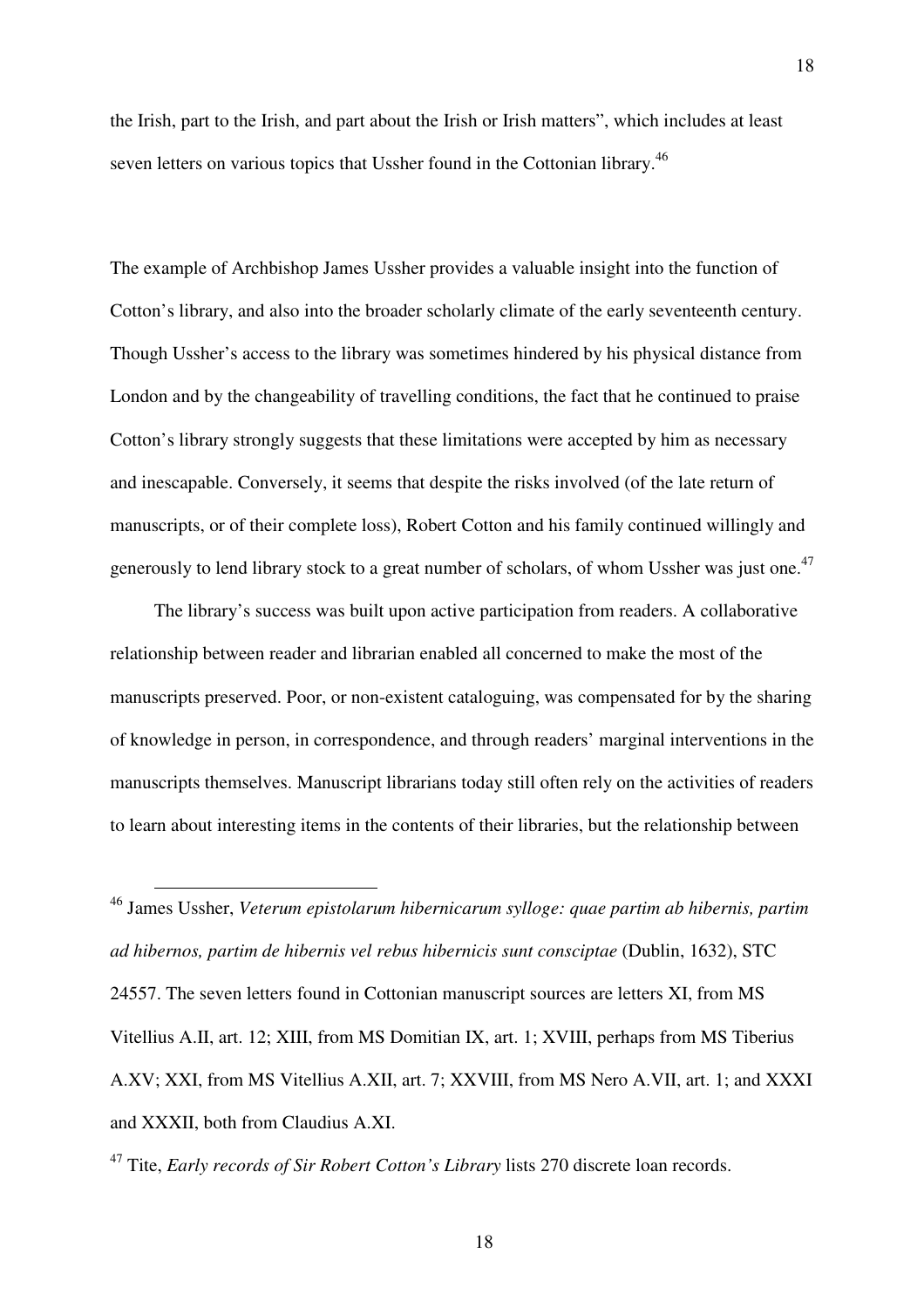the Irish, part to the Irish, and part about the Irish or Irish matters", which includes at least seven letters on various topics that Ussher found in the Cottonian library.[46]

The example of Archbishop James Ussher provides a valuable insight into the function of Cotton's library, and also into the broader scholarly climate of the early seventeenth century. Though Ussher's access to the library was sometimes hindered by his physical distance from London and by the changeability of travelling conditions, the fact that he continued to praise Cotton's library strongly suggests that these limitations were accepted by him as necessary and inescapable. Conversely, it seems that despite the risks involved (of the late return of manuscripts, or of their complete loss), Robert Cotton and his family continued willingly and generously to lend library stock to a great number of scholars, of whom Ussher was just one.[47]

The library's success was built upon active participation from readers. A collaborative relationship between reader and librarian enabled all concerned to make the most of the manuscripts preserved. Poor, or non-existent cataloguing, was compensated for by the sharing of knowledge in person, in correspondence, and through readers' marginal interventions in the manuscripts themselves. Manuscript librarians today still often rely on the activities of readers to learn about interesting items in the contents of their libraries, but the relationship between

---

[46] James Ussher, *Veterum epistolarum hibernicarum sylloge: quae partim ab hibernis, partim ad hibernos, partim de hibernis vel rebus hibernicis sunt consciptae* (Dublin, 1632), STC 24557. The seven letters found in Cottonian manuscript sources are letters XI, from MS Vitellius A.II, art. 12; XIII, from MS Domitian IX, art. 1; XVIII, perhaps from MS Tiberius A.XV; XXI, from MS Vitellius A.XII, art. 7; XXVIII, from MS Nero A.VII, art. 1; and XXXI and XXXII, both from Claudius A.XI.

[47] Tite, *Early records of Sir Robert Cotton's Library* lists 270 discrete loan records.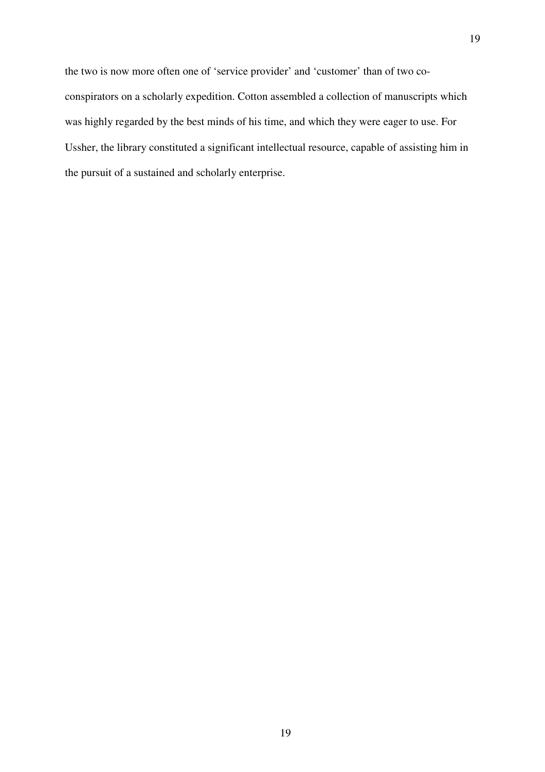the two is now more often one of 'service provider' and 'customer' than of two co-conspirators on a scholarly expedition. Cotton assembled a collection of manuscripts which was highly regarded by the best minds of his time, and which they were eager to use. For Ussher, the library constituted a significant intellectual resource, capable of assisting him in the pursuit of a sustained and scholarly enterprise.